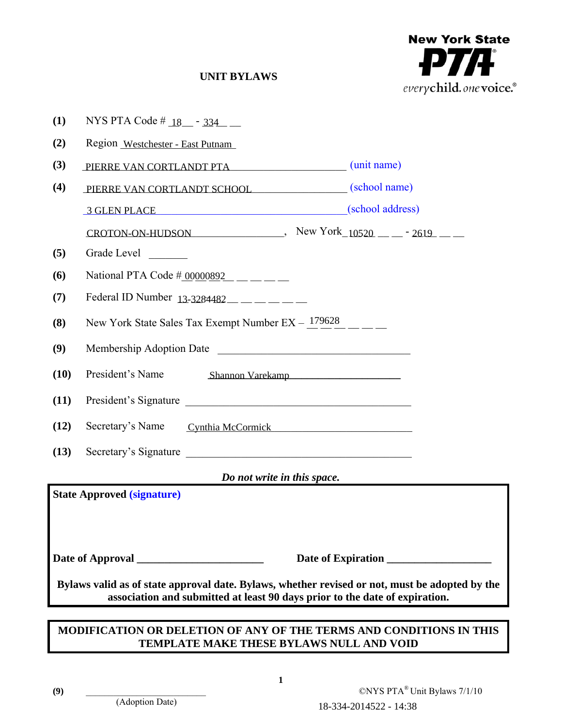New York State PTA
everychild. onevoice.

# UNIT BYLAWS

**(1)** NYS PTA Code # 18 - 334

**(2)** Region Westchester - East Putnam

**(3)** PIERRE VAN CORTLANDT PTA (unit name)

**(4)** PIERRE VAN CORTLANDT SCHOOL (school name)

3 GLEN PLACE (school address)

CROTON-ON-HUDSON, New York 10520 - 2619

**(5)** Grade Level ________

**(6)** National PTA Code # 00000892

**(7)** Federal ID Number 13-3284482

**(8)** New York State Sales Tax Exempt Number EX – 179628

**(9)** Membership Adoption Date ____________________

**(10)** President's Name Shannon Varekamp

**(11)** President's Signature ____________________

**(12)** Secretary's Name Cynthia McCormick

**(13)** Secretary's Signature ____________________

*Do not write in this space.*

**State Approved (signature)**

**Date of Approval** ____________________ **Date of Expiration** ____________________

**Bylaws valid as of state approval date. Bylaws, whether revised or not, must be adopted by the association and submitted at least 90 days prior to the date of expiration.**

**MODIFICATION OR DELETION OF ANY OF THE TERMS AND CONDITIONS IN THIS TEMPLATE MAKE THESE BYLAWS NULL AND VOID**

(9) ____________________ (Adoption Date)

©NYS PTA® Unit Bylaws 7/1/10

18-334-2014522 - 14:38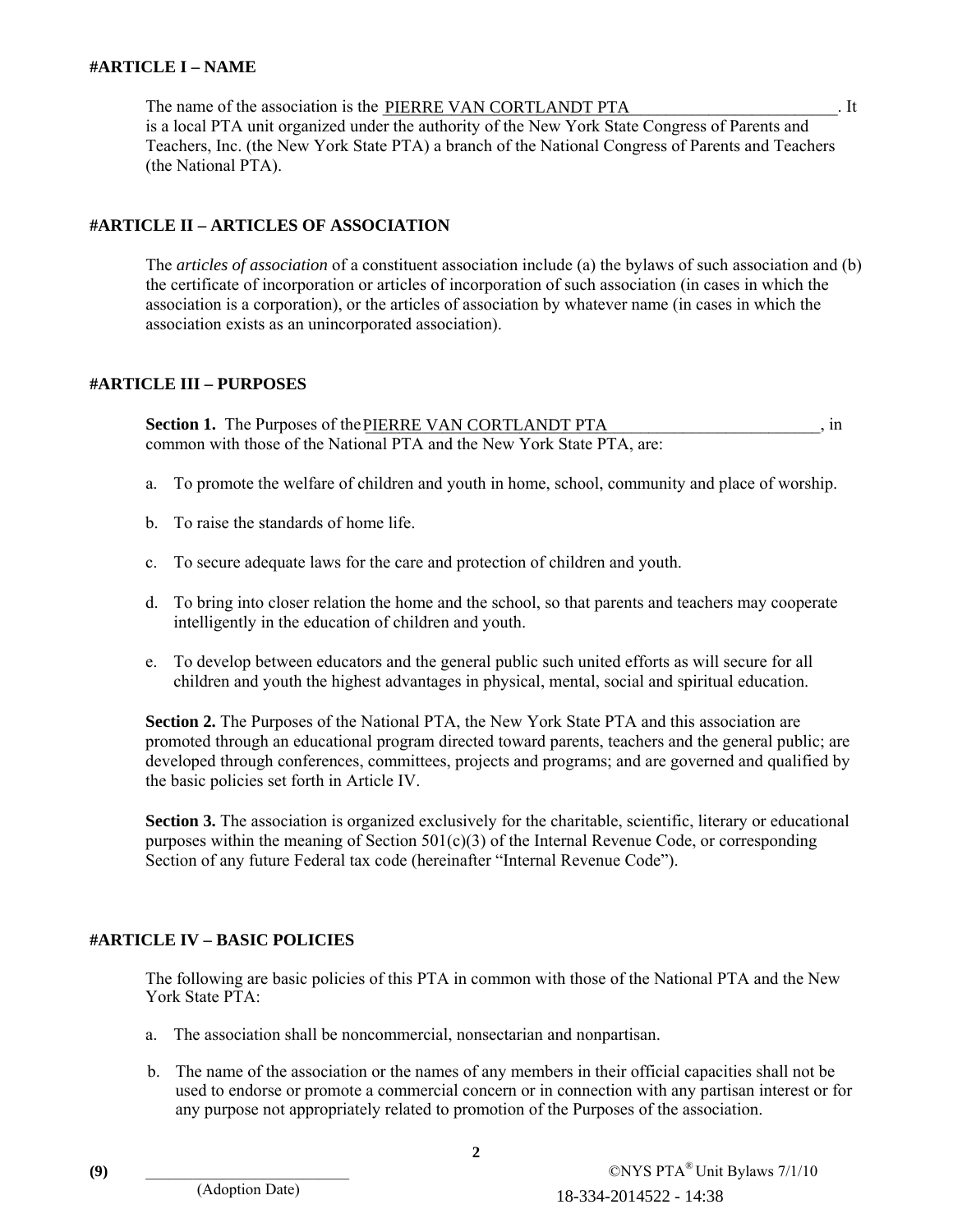#ARTICLE I – NAME

The name of the association is the PIERRE VAN CORTLANDT PTA. It is a local PTA unit organized under the authority of the New York State Congress of Parents and Teachers, Inc. (the New York State PTA) a branch of the National Congress of Parents and Teachers (the National PTA).

#ARTICLE II – ARTICLES OF ASSOCIATION

The *articles of association* of a constituent association include (a) the bylaws of such association and (b) the certificate of incorporation or articles of incorporation of such association (in cases in which the association is a corporation), or the articles of association by whatever name (in cases in which the association exists as an unincorporated association).

#ARTICLE III – PURPOSES

**Section 1.** The Purposes of the PIERRE VAN CORTLANDT PTA, in common with those of the National PTA and the New York State PTA, are:

a. To promote the welfare of children and youth in home, school, community and place of worship.

b. To raise the standards of home life.

c. To secure adequate laws for the care and protection of children and youth.

d. To bring into closer relation the home and the school, so that parents and teachers may cooperate intelligently in the education of children and youth.

e. To develop between educators and the general public such united efforts as will secure for all children and youth the highest advantages in physical, mental, social and spiritual education.

**Section 2.** The Purposes of the National PTA, the New York State PTA and this association are promoted through an educational program directed toward parents, teachers and the general public; are developed through conferences, committees, projects and programs; and are governed and qualified by the basic policies set forth in Article IV.

**Section 3.** The association is organized exclusively for the charitable, scientific, literary or educational purposes within the meaning of Section 501(c)(3) of the Internal Revenue Code, or corresponding Section of any future Federal tax code (hereinafter "Internal Revenue Code").

#ARTICLE IV – BASIC POLICIES

The following are basic policies of this PTA in common with those of the National PTA and the New York State PTA:

a. The association shall be noncommercial, nonsectarian and nonpartisan.

b. The name of the association or the names of any members in their official capacities shall not be used to endorse or promote a commercial concern or in connection with any partisan interest or for any purpose not appropriately related to promotion of the Purposes of the association.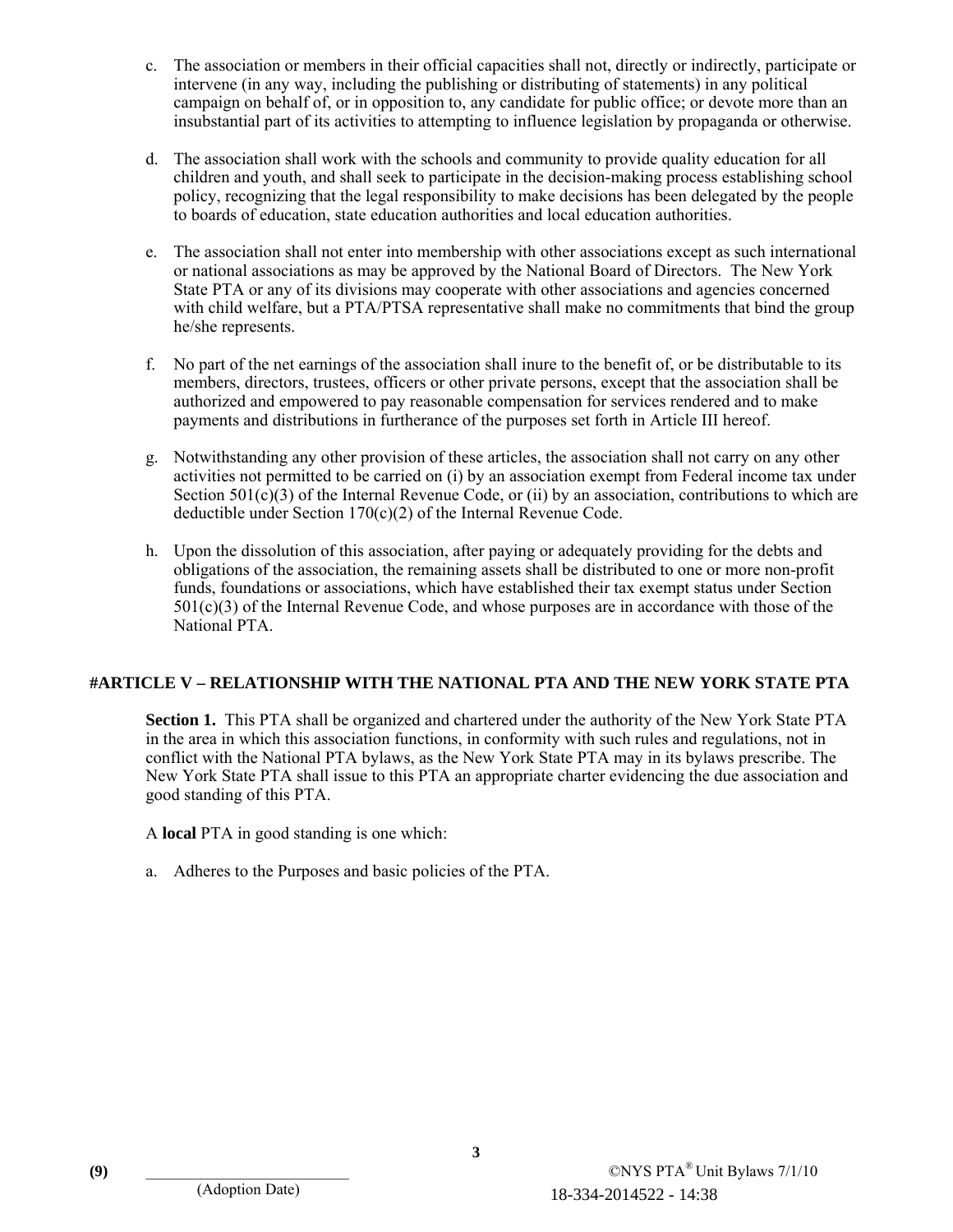c. The association or members in their official capacities shall not, directly or indirectly, participate or intervene (in any way, including the publishing or distributing of statements) in any political campaign on behalf of, or in opposition to, any candidate for public office; or devote more than an insubstantial part of its activities to attempting to influence legislation by propaganda or otherwise.

d. The association shall work with the schools and community to provide quality education for all children and youth, and shall seek to participate in the decision-making process establishing school policy, recognizing that the legal responsibility to make decisions has been delegated by the people to boards of education, state education authorities and local education authorities.

e. The association shall not enter into membership with other associations except as such international or national associations as may be approved by the National Board of Directors. The New York State PTA or any of its divisions may cooperate with other associations and agencies concerned with child welfare, but a PTA/PTSA representative shall make no commitments that bind the group he/she represents.

f. No part of the net earnings of the association shall inure to the benefit of, or be distributable to its members, directors, trustees, officers or other private persons, except that the association shall be authorized and empowered to pay reasonable compensation for services rendered and to make payments and distributions in furtherance of the purposes set forth in Article III hereof.

g. Notwithstanding any other provision of these articles, the association shall not carry on any other activities not permitted to be carried on (i) by an association exempt from Federal income tax under Section 501(c)(3) of the Internal Revenue Code, or (ii) by an association, contributions to which are deductible under Section 170(c)(2) of the Internal Revenue Code.

h. Upon the dissolution of this association, after paying or adequately providing for the debts and obligations of the association, the remaining assets shall be distributed to one or more non-profit funds, foundations or associations, which have established their tax exempt status under Section 501(c)(3) of the Internal Revenue Code, and whose purposes are in accordance with those of the National PTA.

## #ARTICLE V – RELATIONSHIP WITH THE NATIONAL PTA AND THE NEW YORK STATE PTA

**Section 1.** This PTA shall be organized and chartered under the authority of the New York State PTA in the area in which this association functions, in conformity with such rules and regulations, not in conflict with the National PTA bylaws, as the New York State PTA may in its bylaws prescribe. The New York State PTA shall issue to this PTA an appropriate charter evidencing the due association and good standing of this PTA.

A **local** PTA in good standing is one which:

a. Adheres to the Purposes and basic policies of the PTA.

**(9)** ________________________
(Adoption Date)

©NYS PTA® Unit Bylaws 7/1/10
18-334-2014522 - 14:38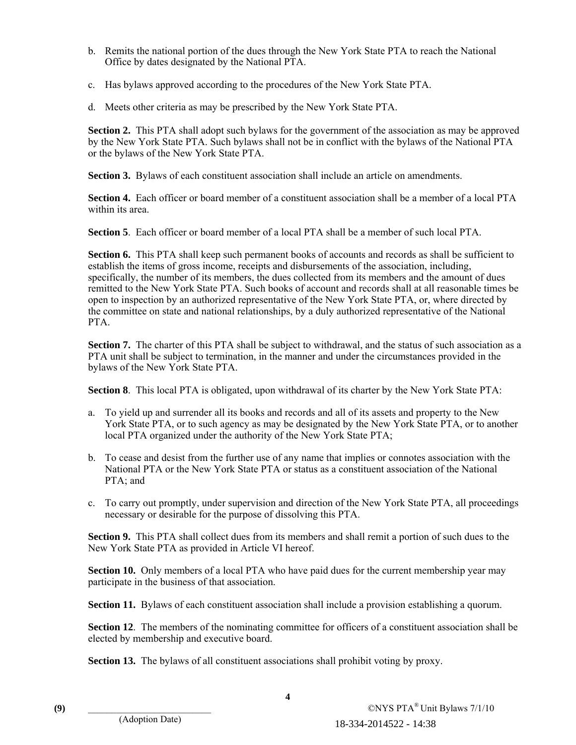b. Remits the national portion of the dues through the New York State PTA to reach the National Office by dates designated by the National PTA.

c. Has bylaws approved according to the procedures of the New York State PTA.

d. Meets other criteria as may be prescribed by the New York State PTA.

**Section 2.** This PTA shall adopt such bylaws for the government of the association as may be approved by the New York State PTA. Such bylaws shall not be in conflict with the bylaws of the National PTA or the bylaws of the New York State PTA.

**Section 3.** Bylaws of each constituent association shall include an article on amendments.

**Section 4.** Each officer or board member of a constituent association shall be a member of a local PTA within its area.

**Section 5**. Each officer or board member of a local PTA shall be a member of such local PTA.

**Section 6.** This PTA shall keep such permanent books of accounts and records as shall be sufficient to establish the items of gross income, receipts and disbursements of the association, including, specifically, the number of its members, the dues collected from its members and the amount of dues remitted to the New York State PTA. Such books of account and records shall at all reasonable times be open to inspection by an authorized representative of the New York State PTA, or, where directed by the committee on state and national relationships, by a duly authorized representative of the National PTA.

**Section 7.** The charter of this PTA shall be subject to withdrawal, and the status of such association as a PTA unit shall be subject to termination, in the manner and under the circumstances provided in the bylaws of the New York State PTA.

**Section 8**. This local PTA is obligated, upon withdrawal of its charter by the New York State PTA:

a. To yield up and surrender all its books and records and all of its assets and property to the New York State PTA, or to such agency as may be designated by the New York State PTA, or to another local PTA organized under the authority of the New York State PTA;

b. To cease and desist from the further use of any name that implies or connotes association with the National PTA or the New York State PTA or status as a constituent association of the National PTA; and

c. To carry out promptly, under supervision and direction of the New York State PTA, all proceedings necessary or desirable for the purpose of dissolving this PTA.

**Section 9.** This PTA shall collect dues from its members and shall remit a portion of such dues to the New York State PTA as provided in Article VI hereof.

**Section 10.** Only members of a local PTA who have paid dues for the current membership year may participate in the business of that association.

**Section 11.** Bylaws of each constituent association shall include a provision establishing a quorum.

**Section 12**. The members of the nominating committee for officers of a constituent association shall be elected by membership and executive board.

**Section 13.** The bylaws of all constituent associations shall prohibit voting by proxy.

**(9)** ___________________________
(Adoption Date)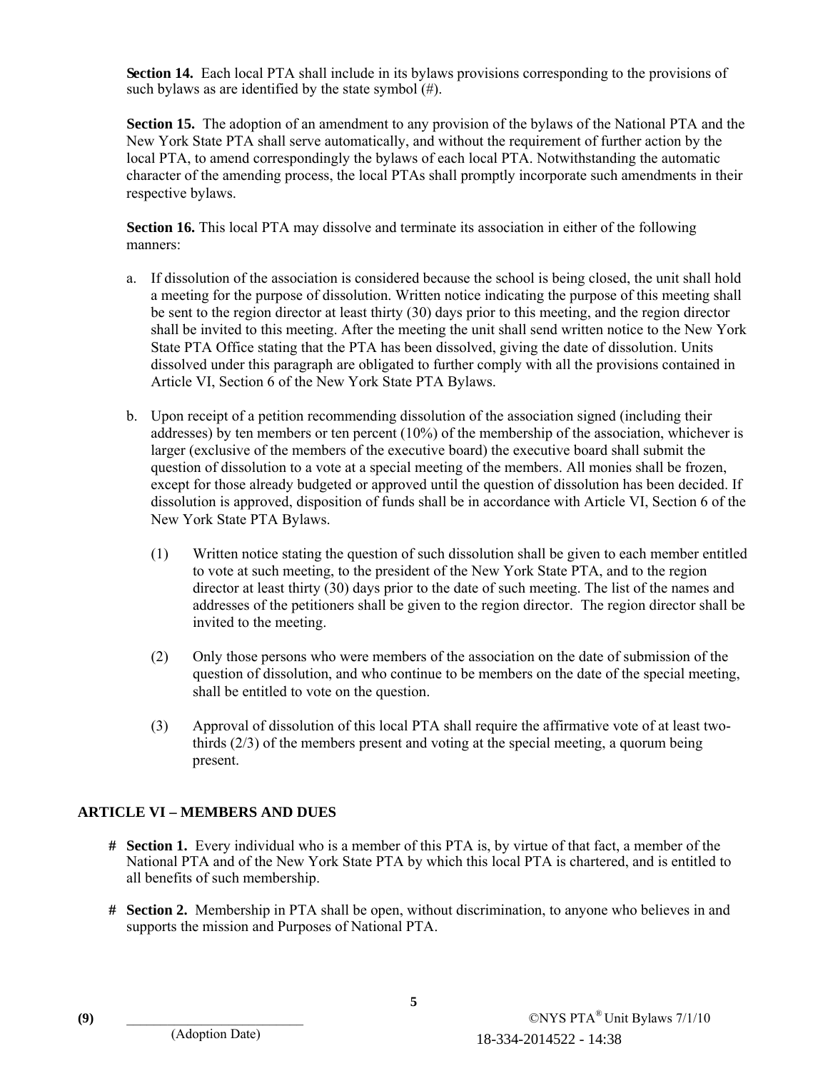**Section 14.** Each local PTA shall include in its bylaws provisions corresponding to the provisions of such bylaws as are identified by the state symbol (#).

**Section 15.** The adoption of an amendment to any provision of the bylaws of the National PTA and the New York State PTA shall serve automatically, and without the requirement of further action by the local PTA, to amend correspondingly the bylaws of each local PTA. Notwithstanding the automatic character of the amending process, the local PTAs shall promptly incorporate such amendments in their respective bylaws.

**Section 16.** This local PTA may dissolve and terminate its association in either of the following manners:

a. If dissolution of the association is considered because the school is being closed, the unit shall hold a meeting for the purpose of dissolution. Written notice indicating the purpose of this meeting shall be sent to the region director at least thirty (30) days prior to this meeting, and the region director shall be invited to this meeting. After the meeting the unit shall send written notice to the New York State PTA Office stating that the PTA has been dissolved, giving the date of dissolution. Units dissolved under this paragraph are obligated to further comply with all the provisions contained in Article VI, Section 6 of the New York State PTA Bylaws.

b. Upon receipt of a petition recommending dissolution of the association signed (including their addresses) by ten members or ten percent (10%) of the membership of the association, whichever is larger (exclusive of the members of the executive board) the executive board shall submit the question of dissolution to a vote at a special meeting of the members. All monies shall be frozen, except for those already budgeted or approved until the question of dissolution has been decided. If dissolution is approved, disposition of funds shall be in accordance with Article VI, Section 6 of the New York State PTA Bylaws.

    (1) Written notice stating the question of such dissolution shall be given to each member entitled to vote at such meeting, to the president of the New York State PTA, and to the region director at least thirty (30) days prior to the date of such meeting. The list of the names and addresses of the petitioners shall be given to the region director. The region director shall be invited to the meeting.

    (2) Only those persons who were members of the association on the date of submission of the question of dissolution, and who continue to be members on the date of the special meeting, shall be entitled to vote on the question.

    (3) Approval of dissolution of this local PTA shall require the affirmative vote of at least two-thirds (2/3) of the members present and voting at the special meeting, a quorum being present.

## ARTICLE VI – MEMBERS AND DUES

**# Section 1.** Every individual who is a member of this PTA is, by virtue of that fact, a member of the National PTA and of the New York State PTA by which this local PTA is chartered, and is entitled to all benefits of such membership.

**# Section 2.** Membership in PTA shall be open, without discrimination, to anyone who believes in and supports the mission and Purposes of National PTA.

**(9)** ________________________
(Adoption Date)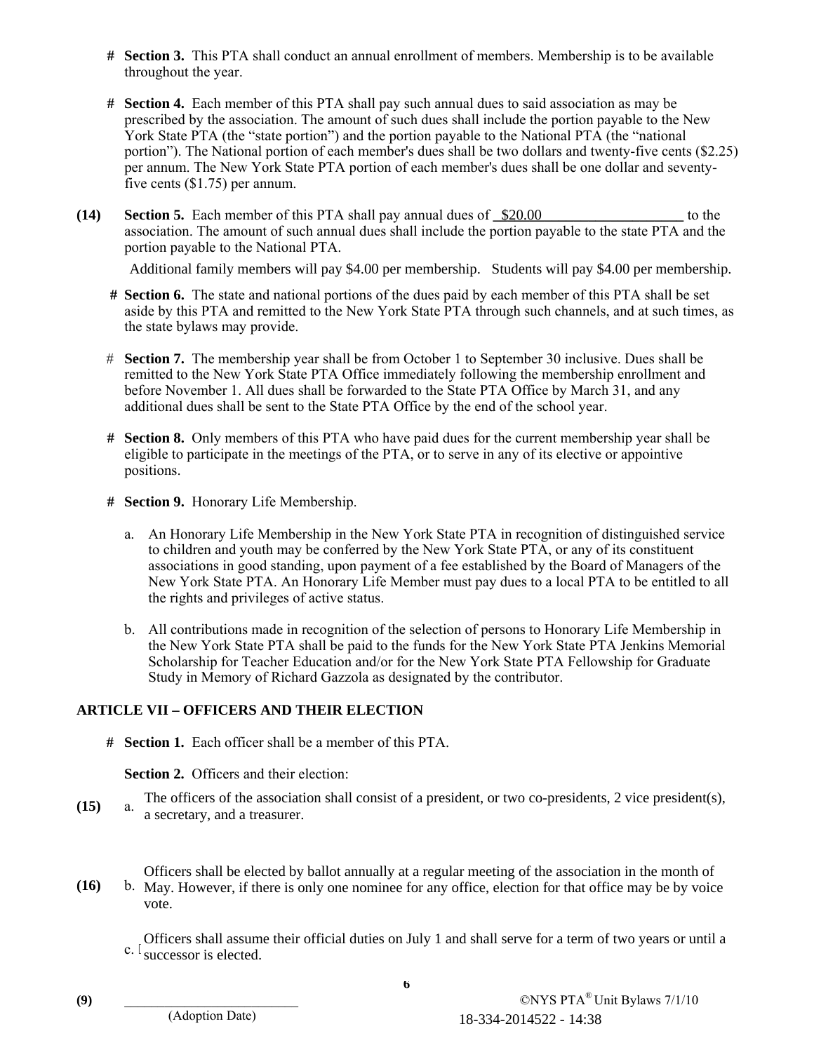**# Section 3.** This PTA shall conduct an annual enrollment of members. Membership is to be available throughout the year.

**# Section 4.** Each member of this PTA shall pay such annual dues to said association as may be prescribed by the association. The amount of such dues shall include the portion payable to the New York State PTA (the "state portion") and the portion payable to the National PTA (the "national portion"). The National portion of each member's dues shall be two dollars and twenty-five cents ($2.25) per annum. The New York State PTA portion of each member's dues shall be one dollar and seventy-five cents ($1.75) per annum.

**(14) Section 5.** Each member of this PTA shall pay annual dues of $20.00 to the association. The amount of such annual dues shall include the portion payable to the state PTA and the portion payable to the National PTA.

Additional family members will pay $4.00 per membership. Students will pay $4.00 per membership.

**# Section 6.** The state and national portions of the dues paid by each member of this PTA shall be set aside by this PTA and remitted to the New York State PTA through such channels, and at such times, as the state bylaws may provide.

**# Section 7.** The membership year shall be from October 1 to September 30 inclusive. Dues shall be remitted to the New York State PTA Office immediately following the membership enrollment and before November 1. All dues shall be forwarded to the State PTA Office by March 31, and any additional dues shall be sent to the State PTA Office by the end of the school year.

**# Section 8.** Only members of this PTA who have paid dues for the current membership year shall be eligible to participate in the meetings of the PTA, or to serve in any of its elective or appointive positions.

**# Section 9.** Honorary Life Membership.

a. An Honorary Life Membership in the New York State PTA in recognition of distinguished service to children and youth may be conferred by the New York State PTA, or any of its constituent associations in good standing, upon payment of a fee established by the Board of Managers of the New York State PTA. An Honorary Life Member must pay dues to a local PTA to be entitled to all the rights and privileges of active status.

b. All contributions made in recognition of the selection of persons to Honorary Life Membership in the New York State PTA shall be paid to the funds for the New York State PTA Jenkins Memorial Scholarship for Teacher Education and/or for the New York State PTA Fellowship for Graduate Study in Memory of Richard Gazzola as designated by the contributor.

## ARTICLE VII – OFFICERS AND THEIR ELECTION

**# Section 1.** Each officer shall be a member of this PTA.

**Section 2.** Officers and their election:

**(15)** a. The officers of the association shall consist of a president, or two co-presidents, 2 vice president(s), a secretary, and a treasurer.

**(16)** b. Officers shall be elected by ballot annually at a regular meeting of the association in the month of May. However, if there is only one nominee for any office, election for that office may be by voice vote.

c. Officers shall assume their official duties on July 1 and shall serve for a term of two years or until a successor is elected.

**(9)** ______________________ (Adoption Date)

©NYS PTA® Unit Bylaws 7/1/10

18-334-2014522 - 14:38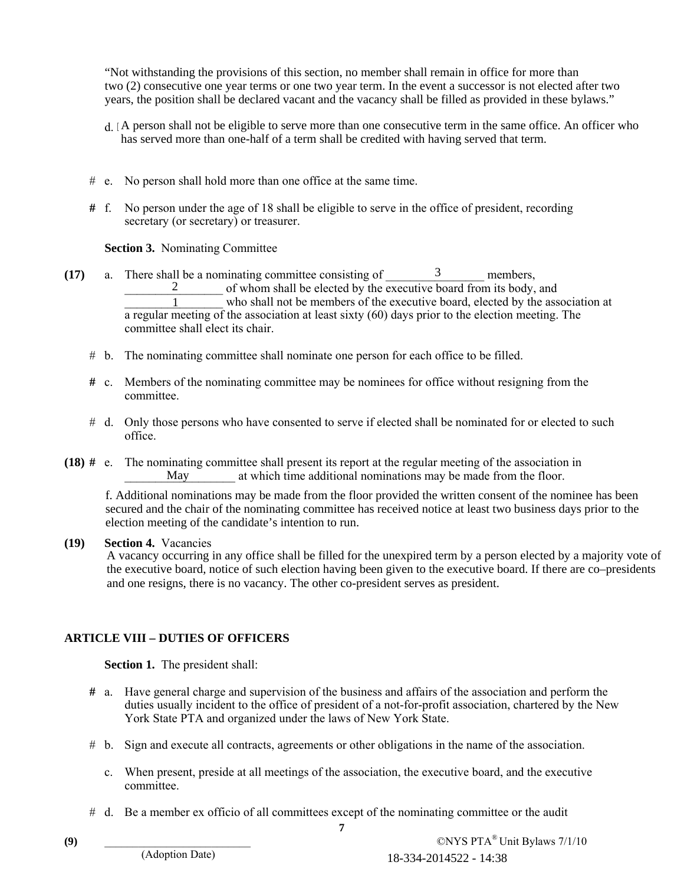"Not withstanding the provisions of this section, no member shall remain in office for more than two (2) consecutive one year terms or one two year term. In the event a successor is not elected after two years, the position shall be declared vacant and the vacancy shall be filled as provided in these bylaws."

d. [A person shall not be eligible to serve more than one consecutive term in the same office. An officer who has served more than one-half of a term shall be credited with having served that term.

# e. No person shall hold more than one office at the same time.

**#** f. No person under the age of 18 shall be eligible to serve in the office of president, recording secretary (or secretary) or treasurer.

**Section 3.** Nominating Committee

**(17)** a. There shall be a nominating committee consisting of ________3________ members, ________2________ of whom shall be elected by the executive board from its body, and ________1________ who shall not be members of the executive board, elected by the association at a regular meeting of the association at least sixty (60) days prior to the election meeting. The committee shall elect its chair.

# b. The nominating committee shall nominate one person for each office to be filled.

**#** c. Members of the nominating committee may be nominees for office without resigning from the committee.

# d. Only those persons who have consented to serve if elected shall be nominated for or elected to such office.

**(18) #** e. The nominating committee shall present its report at the regular meeting of the association in ________May________ at which time additional nominations may be made from the floor.

f. Additional nominations may be made from the floor provided the written consent of the nominee has been secured and the chair of the nominating committee has received notice at least two business days prior to the election meeting of the candidate's intention to run.

**(19)** **Section 4.** Vacancies

A vacancy occurring in any office shall be filled for the unexpired term by a person elected by a majority vote of the executive board, notice of such election having been given to the executive board. If there are co–presidents and one resigns, there is no vacancy. The other co-president serves as president.

## ARTICLE VIII – DUTIES OF OFFICERS

**Section 1.** The president shall:

**#** a. Have general charge and supervision of the business and affairs of the association and perform the duties usually incident to the office of president of a not-for-profit association, chartered by the New York State PTA and organized under the laws of New York State.

# b. Sign and execute all contracts, agreements or other obligations in the name of the association.

c. When present, preside at all meetings of the association, the executive board, and the executive committee.

# d. Be a member ex officio of all committees except of the nominating committee or the audit

**(9)** ________________________ (Adoption Date)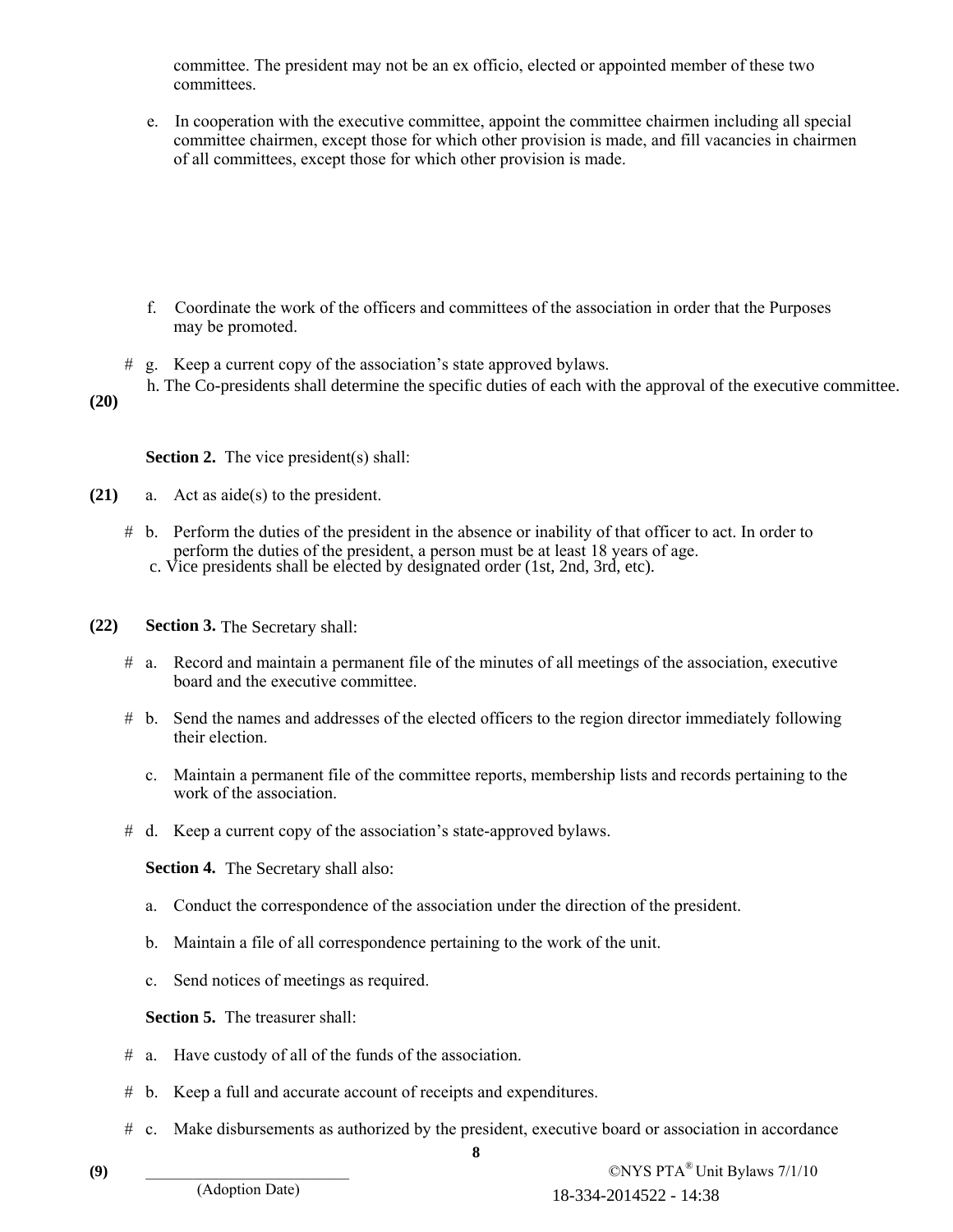committee. The president may not be an ex officio, elected or appointed member of these two committees.

e. In cooperation with the executive committee, appoint the committee chairmen including all special committee chairmen, except those for which other provision is made, and fill vacancies in chairmen of all committees, except those for which other provision is made.

f. Coordinate the work of the officers and committees of the association in order that the Purposes may be promoted.

# g. Keep a current copy of the association's state approved bylaws.

h. The Co-presidents shall determine the specific duties of each with the approval of the executive committee.

**(20)**

**Section 2.** The vice president(s) shall:

**(21)** a. Act as aide(s) to the president.

# b. Perform the duties of the president in the absence or inability of that officer to act. In order to perform the duties of the president, a person must be at least 18 years of age.

c. Vice presidents shall be elected by designated order (1st, 2nd, 3rd, etc).

**(22)** **Section 3.** The Secretary shall:

# a. Record and maintain a permanent file of the minutes of all meetings of the association, executive board and the executive committee.

# b. Send the names and addresses of the elected officers to the region director immediately following their election.

c. Maintain a permanent file of the committee reports, membership lists and records pertaining to the work of the association.

# d. Keep a current copy of the association's state-approved bylaws.

**Section 4.** The Secretary shall also:

a. Conduct the correspondence of the association under the direction of the president.

b. Maintain a file of all correspondence pertaining to the work of the unit.

c. Send notices of meetings as required.

**Section 5.** The treasurer shall:

# a. Have custody of all of the funds of the association.

# b. Keep a full and accurate account of receipts and expenditures.

# c. Make disbursements as authorized by the president, executive board or association in accordance

**(9)** ___________________________
(Adoption Date)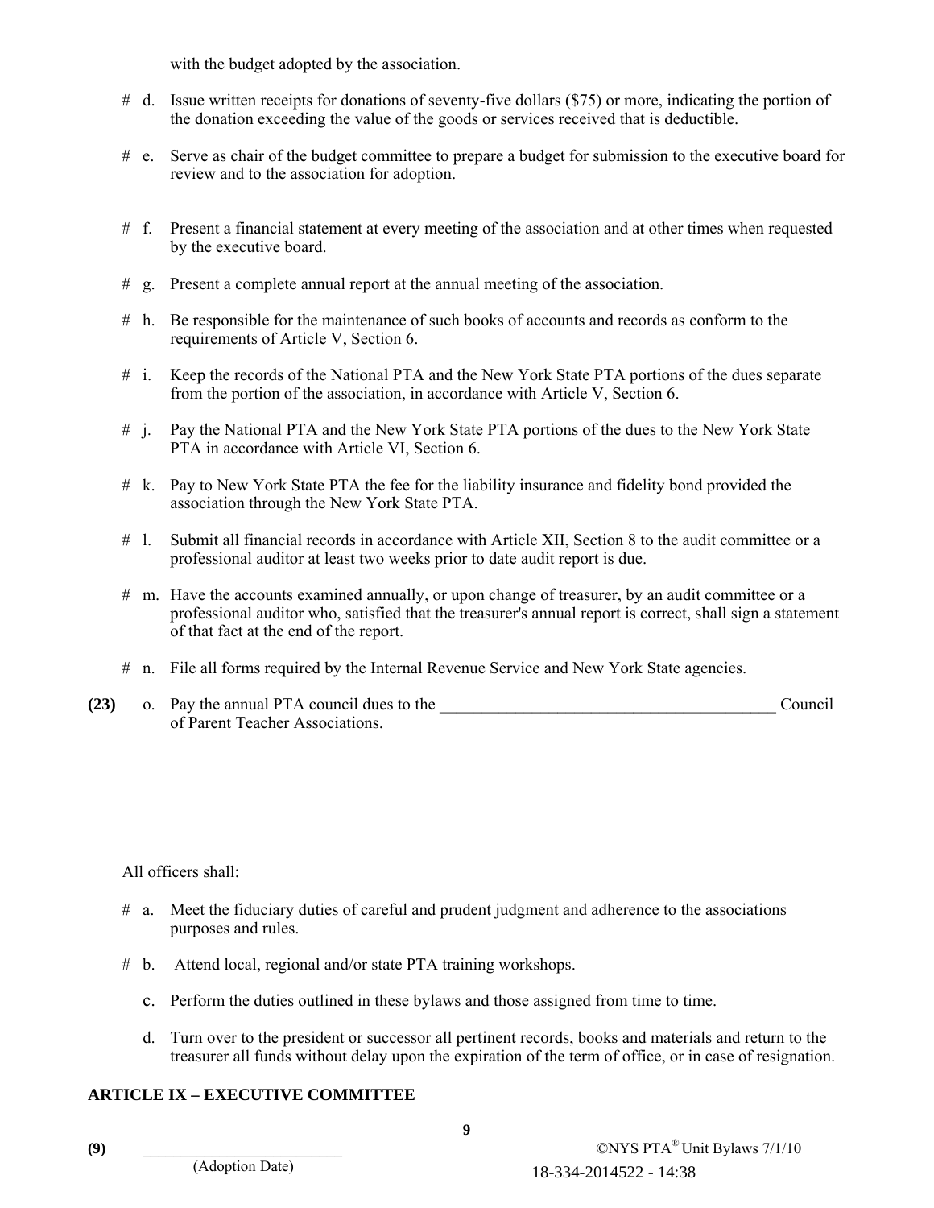with the budget adopted by the association.

# d. Issue written receipts for donations of seventy-five dollars ($75) or more, indicating the portion of the donation exceeding the value of the goods or services received that is deductible.

# e. Serve as chair of the budget committee to prepare a budget for submission to the executive board for review and to the association for adoption.

# f. Present a financial statement at every meeting of the association and at other times when requested by the executive board.

# g. Present a complete annual report at the annual meeting of the association.

# h. Be responsible for the maintenance of such books of accounts and records as conform to the requirements of Article V, Section 6.

# i. Keep the records of the National PTA and the New York State PTA portions of the dues separate from the portion of the association, in accordance with Article V, Section 6.

# j. Pay the National PTA and the New York State PTA portions of the dues to the New York State PTA in accordance with Article VI, Section 6.

# k. Pay to New York State PTA the fee for the liability insurance and fidelity bond provided the association through the New York State PTA.

# l. Submit all financial records in accordance with Article XII, Section 8 to the audit committee or a professional auditor at least two weeks prior to date audit report is due.

# m. Have the accounts examined annually, or upon change of treasurer, by an audit committee or a professional auditor who, satisfied that the treasurer's annual report is correct, shall sign a statement of that fact at the end of the report.

# n. File all forms required by the Internal Revenue Service and New York State agencies.

**(23)** o. Pay the annual PTA council dues to the __________________________________________ Council of Parent Teacher Associations.

All officers shall:

# a. Meet the fiduciary duties of careful and prudent judgment and adherence to the associations purposes and rules.

# b. Attend local, regional and/or state PTA training workshops.

c. Perform the duties outlined in these bylaws and those assigned from time to time.

d. Turn over to the president or successor all pertinent records, books and materials and return to the treasurer all funds without delay upon the expiration of the term of office, or in case of resignation.

**ARTICLE IX – EXECUTIVE COMMITTEE**

**(9)** __________________________
(Adoption Date)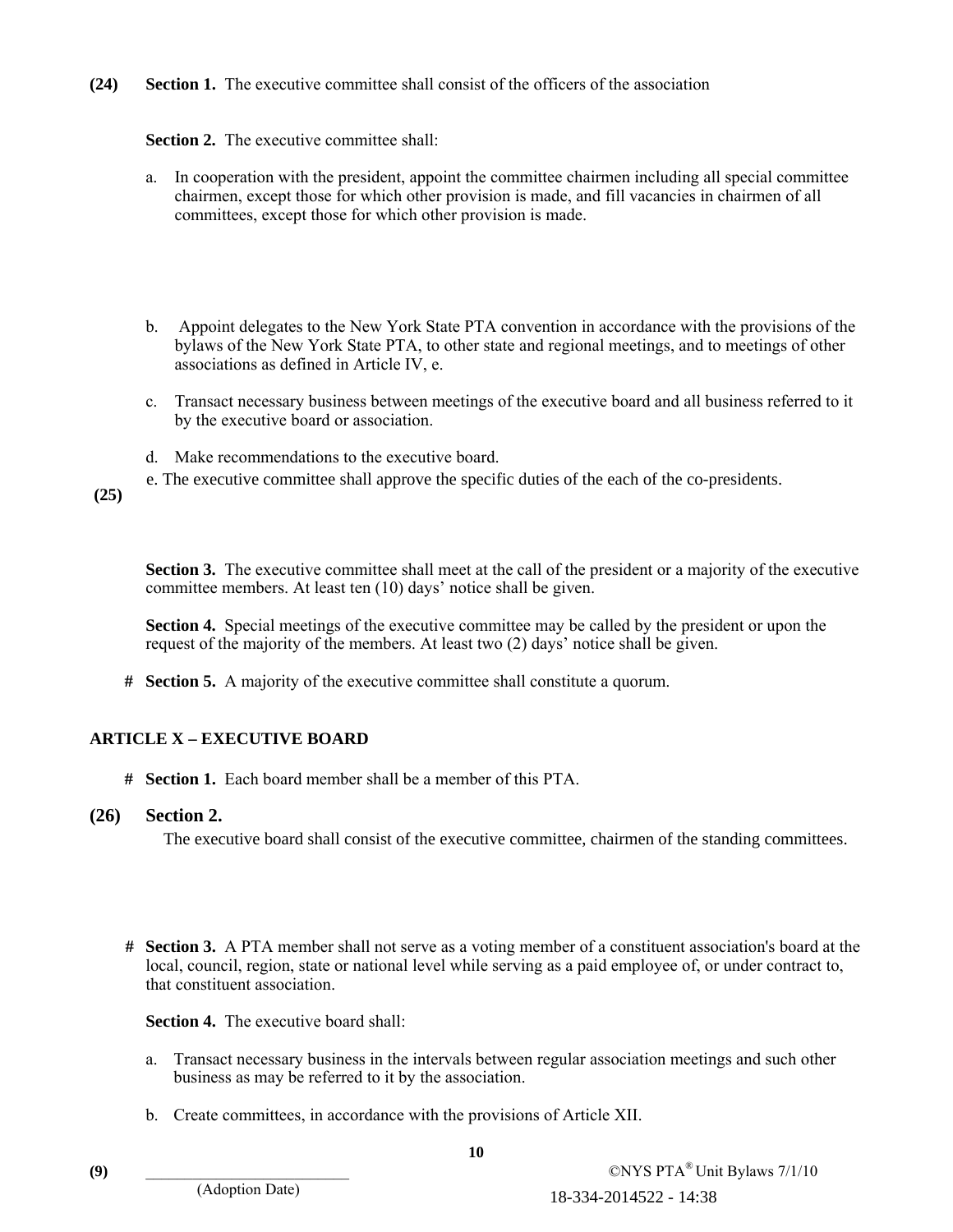**(24)** **Section 1.** The executive committee shall consist of the officers of the association

**Section 2.** The executive committee shall:

a. In cooperation with the president, appoint the committee chairmen including all special committee chairmen, except those for which other provision is made, and fill vacancies in chairmen of all committees, except those for which other provision is made.

b. Appoint delegates to the New York State PTA convention in accordance with the provisions of the bylaws of the New York State PTA, to other state and regional meetings, and to meetings of other associations as defined in Article IV, e.

c. Transact necessary business between meetings of the executive board and all business referred to it by the executive board or association.

d. Make recommendations to the executive board.

e. The executive committee shall approve the specific duties of the each of the co-presidents.

**(25)**

**Section 3.** The executive committee shall meet at the call of the president or a majority of the executive committee members. At least ten (10) days' notice shall be given.

**Section 4.** Special meetings of the executive committee may be called by the president or upon the request of the majority of the members. At least two (2) days' notice shall be given.

# **Section 5.** A majority of the executive committee shall constitute a quorum.

## ARTICLE X – EXECUTIVE BOARD

# **Section 1.** Each board member shall be a member of this PTA.

**(26)** **Section 2.**

The executive board shall consist of the executive committee, chairmen of the standing committees.

# **Section 3.** A PTA member shall not serve as a voting member of a constituent association's board at the local, council, region, state or national level while serving as a paid employee of, or under contract to, that constituent association.

**Section 4.** The executive board shall:

a. Transact necessary business in the intervals between regular association meetings and such other business as may be referred to it by the association.

b. Create committees, in accordance with the provisions of Article XII.

**(9)** ____________________________
(Adoption Date)

©NYS PTA® Unit Bylaws 7/1/10
18-334-2014522 - 14:38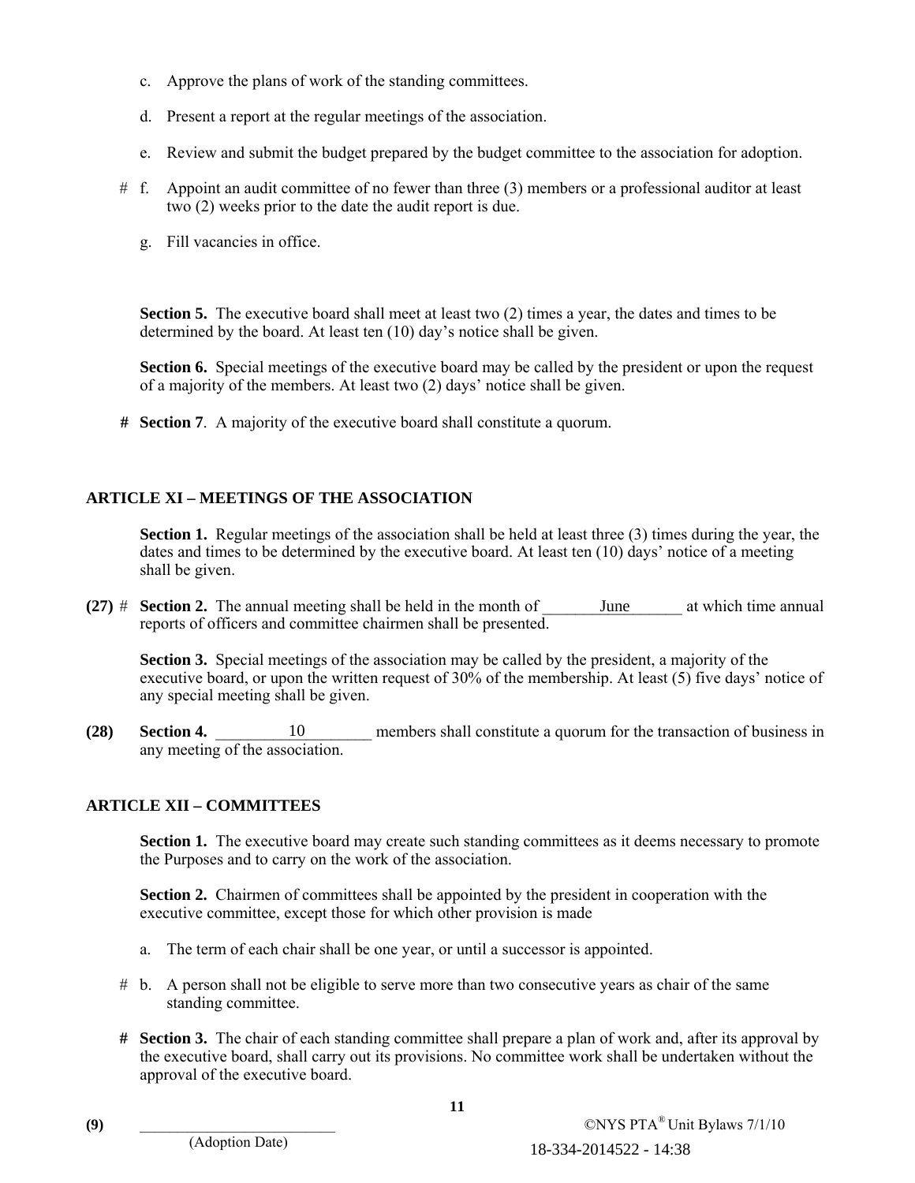c. Approve the plans of work of the standing committees.

d. Present a report at the regular meetings of the association.

e. Review and submit the budget prepared by the budget committee to the association for adoption.

# f. Appoint an audit committee of no fewer than three (3) members or a professional auditor at least two (2) weeks prior to the date the audit report is due.

g. Fill vacancies in office.

**Section 5.** The executive board shall meet at least two (2) times a year, the dates and times to be determined by the board. At least ten (10) day's notice shall be given.

**Section 6.** Special meetings of the executive board may be called by the president or upon the request of a majority of the members. At least two (2) days' notice shall be given.

**# Section 7**. A majority of the executive board shall constitute a quorum.

## ARTICLE XI – MEETINGS OF THE ASSOCIATION

**Section 1.** Regular meetings of the association shall be held at least three (3) times during the year, the dates and times to be determined by the executive board. At least ten (10) days' notice of a meeting shall be given.

**(27)** # **Section 2.** The annual meeting shall be held in the month of ________June_______ at which time annual reports of officers and committee chairmen shall be presented.

**Section 3.** Special meetings of the association may be called by the president, a majority of the executive board, or upon the written request of 30% of the membership. At least (5) five days' notice of any special meeting shall be given.

**(28)** **Section 4.** _________10________ members shall constitute a quorum for the transaction of business in any meeting of the association.

## ARTICLE XII – COMMITTEES

**Section 1.** The executive board may create such standing committees as it deems necessary to promote the Purposes and to carry on the work of the association.

**Section 2.** Chairmen of committees shall be appointed by the president in cooperation with the executive committee, except those for which other provision is made

a. The term of each chair shall be one year, or until a successor is appointed.

# b. A person shall not be eligible to serve more than two consecutive years as chair of the same standing committee.

**# Section 3.** The chair of each standing committee shall prepare a plan of work and, after its approval by the executive board, shall carry out its provisions. No committee work shall be undertaken without the approval of the executive board.

**(9)** _________________________ (Adoption Date)

18-334-2014522 - 14:38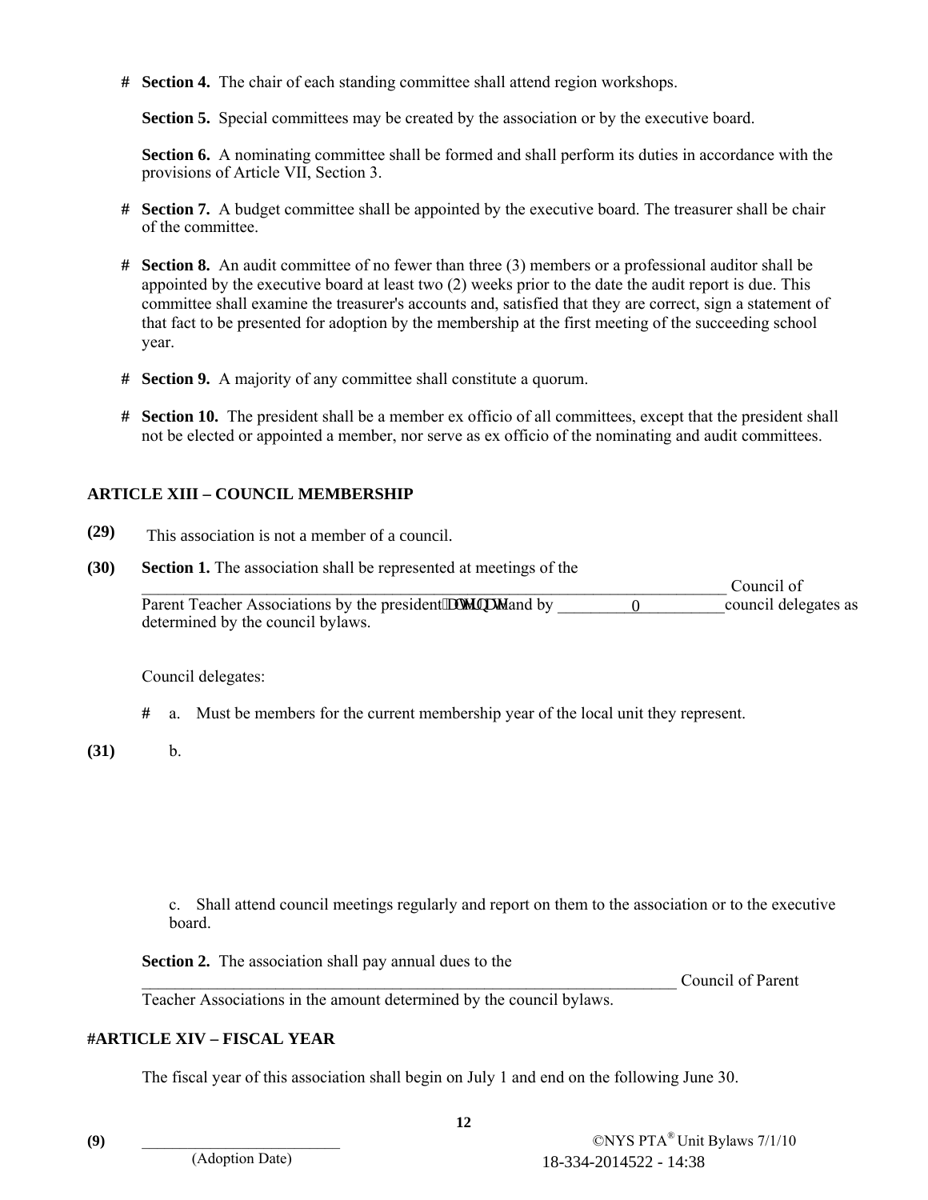**#** **Section 4.** The chair of each standing committee shall attend region workshops.

**Section 5.** Special committees may be created by the association or by the executive board.

**Section 6.** A nominating committee shall be formed and shall perform its duties in accordance with the provisions of Article VII, Section 3.

**#** **Section 7.** A budget committee shall be appointed by the executive board. The treasurer shall be chair of the committee.

**#** **Section 8.** An audit committee of no fewer than three (3) members or a professional auditor shall be appointed by the executive board at least two (2) weeks prior to the date the audit report is due. This committee shall examine the treasurer's accounts and, satisfied that they are correct, sign a statement of that fact to be presented for adoption by the membership at the first meeting of the succeeding school year.

**#** **Section 9.** A majority of any committee shall constitute a quorum.

**#** **Section 10.** The president shall be a member ex officio of all committees, except that the president shall not be elected or appointed a member, nor serve as ex officio of the nominating and audit committees.

## ARTICLE XIII – COUNCIL MEMBERSHIP

**(29)** This association is not a member of a council.

**(30)** **Section 1.** The association shall be represented at meetings of the ______________________________ Council of Parent Teacher Associations by the president or alternate and by _________0_________ council delegates as determined by the council bylaws.

Council delegates:

**#** a. Must be members for the current membership year of the local unit they represent.

**(31)** b.

c. Shall attend council meetings regularly and report on them to the association or to the executive board.

**Section 2.** The association shall pay annual dues to the ______________________________ Council of Parent Teacher Associations in the amount determined by the council bylaws.

## #ARTICLE XIV – FISCAL YEAR

The fiscal year of this association shall begin on July 1 and end on the following June 30.

**(9)** _________________________
(Adoption Date)

©NYS PTA® Unit Bylaws 7/1/10
18-334-2014522 - 14:38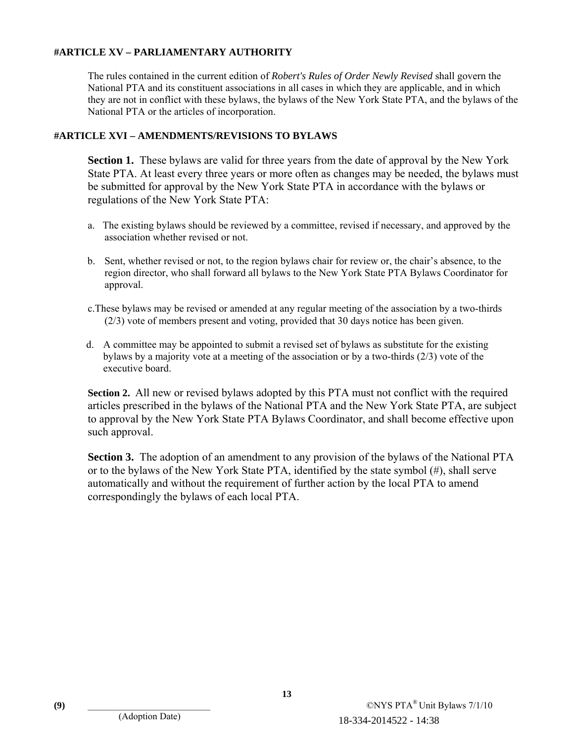**#ARTICLE XV – PARLIAMENTARY AUTHORITY**

The rules contained in the current edition of *Robert's Rules of Order Newly Revised* shall govern the National PTA and its constituent associations in all cases in which they are applicable, and in which they are not in conflict with these bylaws, the bylaws of the New York State PTA, and the bylaws of the National PTA or the articles of incorporation.

**#ARTICLE XVI – AMENDMENTS/REVISIONS TO BYLAWS**

**Section 1.** These bylaws are valid for three years from the date of approval by the New York State PTA. At least every three years or more often as changes may be needed, the bylaws must be submitted for approval by the New York State PTA in accordance with the bylaws or regulations of the New York State PTA:

a. The existing bylaws should be reviewed by a committee, revised if necessary, and approved by the association whether revised or not.

b. Sent, whether revised or not, to the region bylaws chair for review or, the chair's absence, to the region director, who shall forward all bylaws to the New York State PTA Bylaws Coordinator for approval.

c. These bylaws may be revised or amended at any regular meeting of the association by a two-thirds (2/3) vote of members present and voting, provided that 30 days notice has been given.

d. A committee may be appointed to submit a revised set of bylaws as substitute for the existing bylaws by a majority vote at a meeting of the association or by a two-thirds (2/3) vote of the executive board.

**Section 2.** All new or revised bylaws adopted by this PTA must not conflict with the required articles prescribed in the bylaws of the National PTA and the New York State PTA, are subject to approval by the New York State PTA Bylaws Coordinator, and shall become effective upon such approval.

**Section 3.** The adoption of an amendment to any provision of the bylaws of the National PTA or to the bylaws of the New York State PTA, identified by the state symbol (#), shall serve automatically and without the requirement of further action by the local PTA to amend correspondingly the bylaws of each local PTA.

**(9)** ___________________________
(Adoption Date)